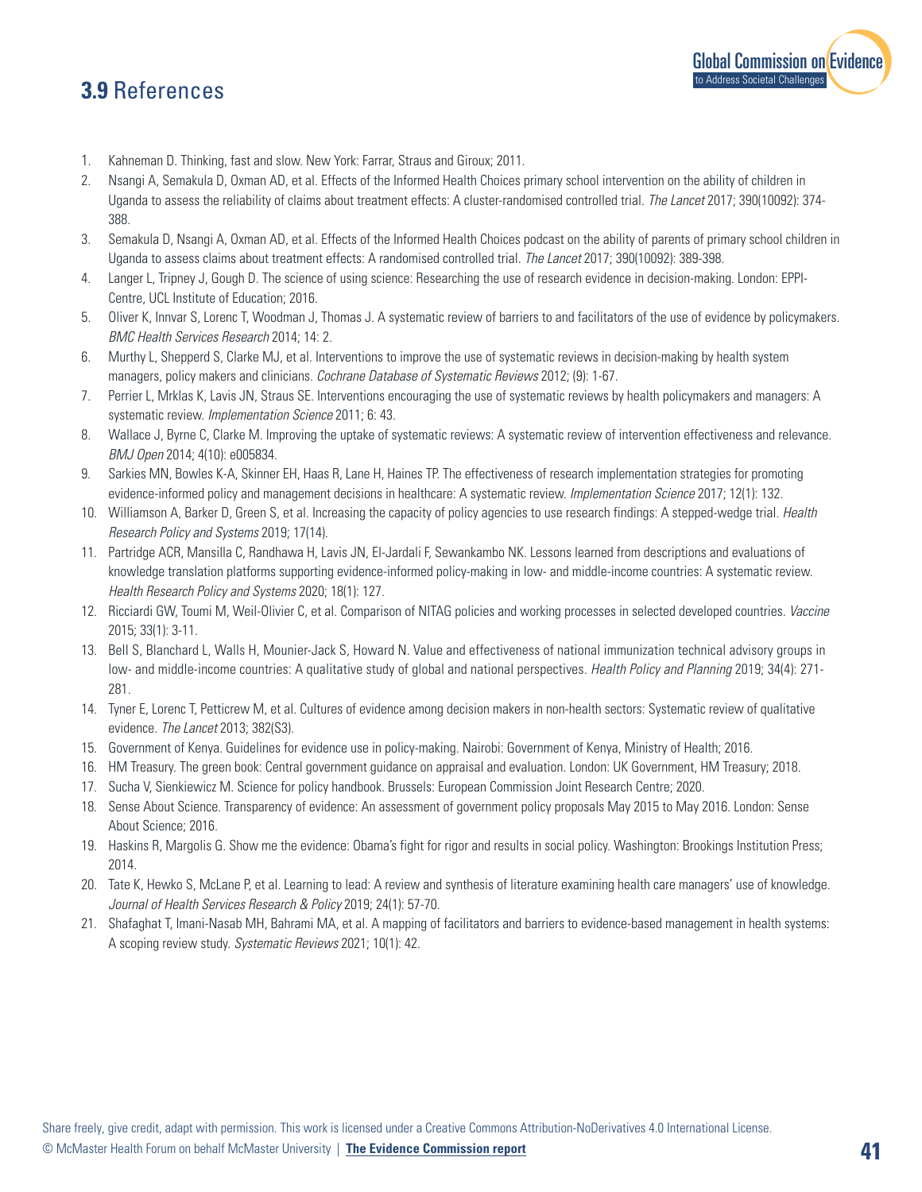## **3.9** References

1. Kahneman D. Thinking, fast and slow. New York: Farrar, Straus and Giroux; 2011.
2. Nsangi A, Semakula D, Oxman AD, et al. Effects of the Informed Health Choices primary school intervention on the ability of children in Uganda to assess the reliability of claims about treatment effects: A cluster-randomised controlled trial. *The Lancet* 2017; 390(10092): 374-388.
3. Semakula D, Nsangi A, Oxman AD, et al. Effects of the Informed Health Choices podcast on the ability of parents of primary school children in Uganda to assess claims about treatment effects: A randomised controlled trial. *The Lancet* 2017; 390(10092): 389-398.
4. Langer L, Tripney J, Gough D. The science of using science: Researching the use of research evidence in decision-making. London: EPPI-Centre, UCL Institute of Education; 2016.
5. Oliver K, Innvar S, Lorenc T, Woodman J, Thomas J. A systematic review of barriers to and facilitators of the use of evidence by policymakers. *BMC Health Services Research* 2014; 14: 2.
6. Murthy L, Shepperd S, Clarke MJ, et al. Interventions to improve the use of systematic reviews in decision-making by health system managers, policy makers and clinicians. *Cochrane Database of Systematic Reviews* 2012; (9): 1-67.
7. Perrier L, Mrklas K, Lavis JN, Straus SE. Interventions encouraging the use of systematic reviews by health policymakers and managers: A systematic review. *Implementation Science* 2011; 6: 43.
8. Wallace J, Byrne C, Clarke M. Improving the uptake of systematic reviews: A systematic review of intervention effectiveness and relevance. *BMJ Open* 2014; 4(10): e005834.
9. Sarkies MN, Bowles K-A, Skinner EH, Haas R, Lane H, Haines TP. The effectiveness of research implementation strategies for promoting evidence-informed policy and management decisions in healthcare: A systematic review. *Implementation Science* 2017; 12(1): 132.
10. Williamson A, Barker D, Green S, et al. Increasing the capacity of policy agencies to use research findings: A stepped-wedge trial. *Health Research Policy and Systems* 2019; 17(14).
11. Partridge ACR, Mansilla C, Randhawa H, Lavis JN, El-Jardali F, Sewankambo NK. Lessons learned from descriptions and evaluations of knowledge translation platforms supporting evidence-informed policy-making in low- and middle-income countries: A systematic review. *Health Research Policy and Systems* 2020; 18(1): 127.
12. Ricciardi GW, Toumi M, Weil-Olivier C, et al. Comparison of NITAG policies and working processes in selected developed countries. *Vaccine* 2015; 33(1): 3-11.
13. Bell S, Blanchard L, Walls H, Mounier-Jack S, Howard N. Value and effectiveness of national immunization technical advisory groups in low- and middle-income countries: A qualitative study of global and national perspectives. *Health Policy and Planning* 2019; 34(4): 271-281.
14. Tyner E, Lorenc T, Petticrew M, et al. Cultures of evidence among decision makers in non-health sectors: Systematic review of qualitative evidence. *The Lancet* 2013; 382(S3).
15. Government of Kenya. Guidelines for evidence use in policy-making. Nairobi: Government of Kenya, Ministry of Health; 2016.
16. HM Treasury. The green book: Central government guidance on appraisal and evaluation. London: UK Government, HM Treasury; 2018.
17. Sucha V, Sienkiewicz M. Science for policy handbook. Brussels: European Commission Joint Research Centre; 2020.
18. Sense About Science. Transparency of evidence: An assessment of government policy proposals May 2015 to May 2016. London: Sense About Science; 2016.
19. Haskins R, Margolis G. Show me the evidence: Obama's fight for rigor and results in social policy. Washington: Brookings Institution Press; 2014.
20. Tate K, Hewko S, McLane P, et al. Learning to lead: A review and synthesis of literature examining health care managers' use of knowledge. *Journal of Health Services Research & Policy* 2019; 24(1): 57-70.
21. Shafaghat T, Imani-Nasab MH, Bahrami MA, et al. A mapping of facilitators and barriers to evidence-based management in health systems: A scoping review study. *Systematic Reviews* 2021; 10(1): 42.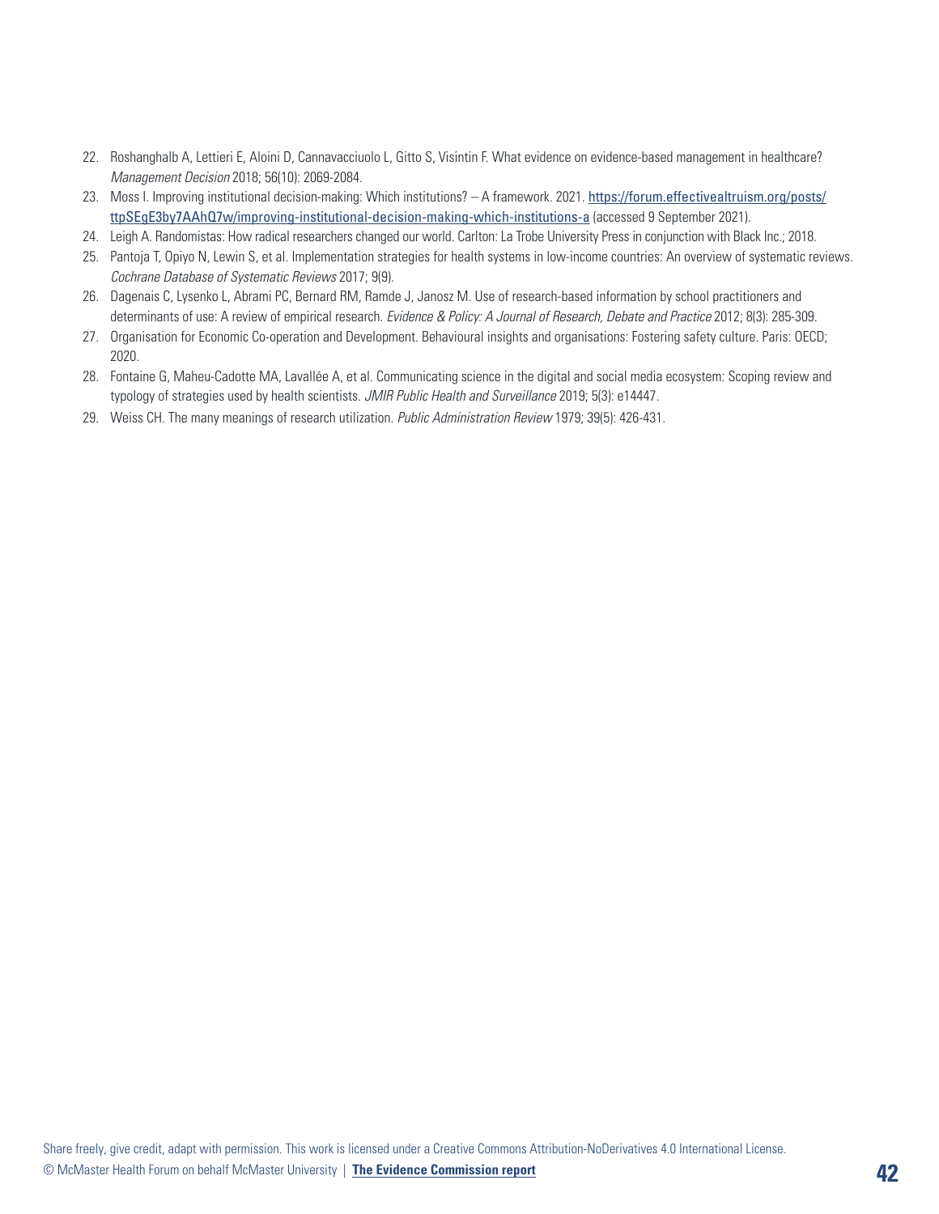22. Roshanghalb A, Lettieri E, Aloini D, Cannavacciuolo L, Gitto S, Visintin F. What evidence on evidence-based management in healthcare? *Management Decision* 2018; 56(10): 2069-2084.
23. Moss I. Improving institutional decision-making: Which institutions? – A framework. 2021. [https://forum.effectivealtruism.org/posts/ttpSEgE3by7AAhQ7w/improving-institutional-decision-making-which-institutions-a](https://forum.effectivealtruism.org/posts/ttpSEgE3by7AAhQ7w/improving-institutional-decision-making-which-institutions-a) (accessed 9 September 2021).
24. Leigh A. Randomistas: How radical researchers changed our world. Carlton: La Trobe University Press in conjunction with Black Inc.; 2018.
25. Pantoja T, Opiyo N, Lewin S, et al. Implementation strategies for health systems in low-income countries: An overview of systematic reviews. *Cochrane Database of Systematic Reviews* 2017; 9(9).
26. Dagenais C, Lysenko L, Abrami PC, Bernard RM, Ramde J, Janosz M. Use of research-based information by school practitioners and determinants of use: A review of empirical research. *Evidence & Policy: A Journal of Research, Debate and Practice* 2012; 8(3): 285-309.
27. Organisation for Economic Co-operation and Development. Behavioural insights and organisations: Fostering safety culture. Paris: OECD; 2020.
28. Fontaine G, Maheu-Cadotte MA, Lavallée A, et al. Communicating science in the digital and social media ecosystem: Scoping review and typology of strategies used by health scientists. *JMIR Public Health and Surveillance* 2019; 5(3): e14447.
29. Weiss CH. The many meanings of research utilization. *Public Administration Review* 1979; 39(5): 426-431.

Share freely, give credit, adapt with permission. This work is licensed under a Creative Commons Attribution-NoDerivatives 4.0 International License.
© McMaster Health Forum on behalf McMaster University | **The Evidence Commission report**